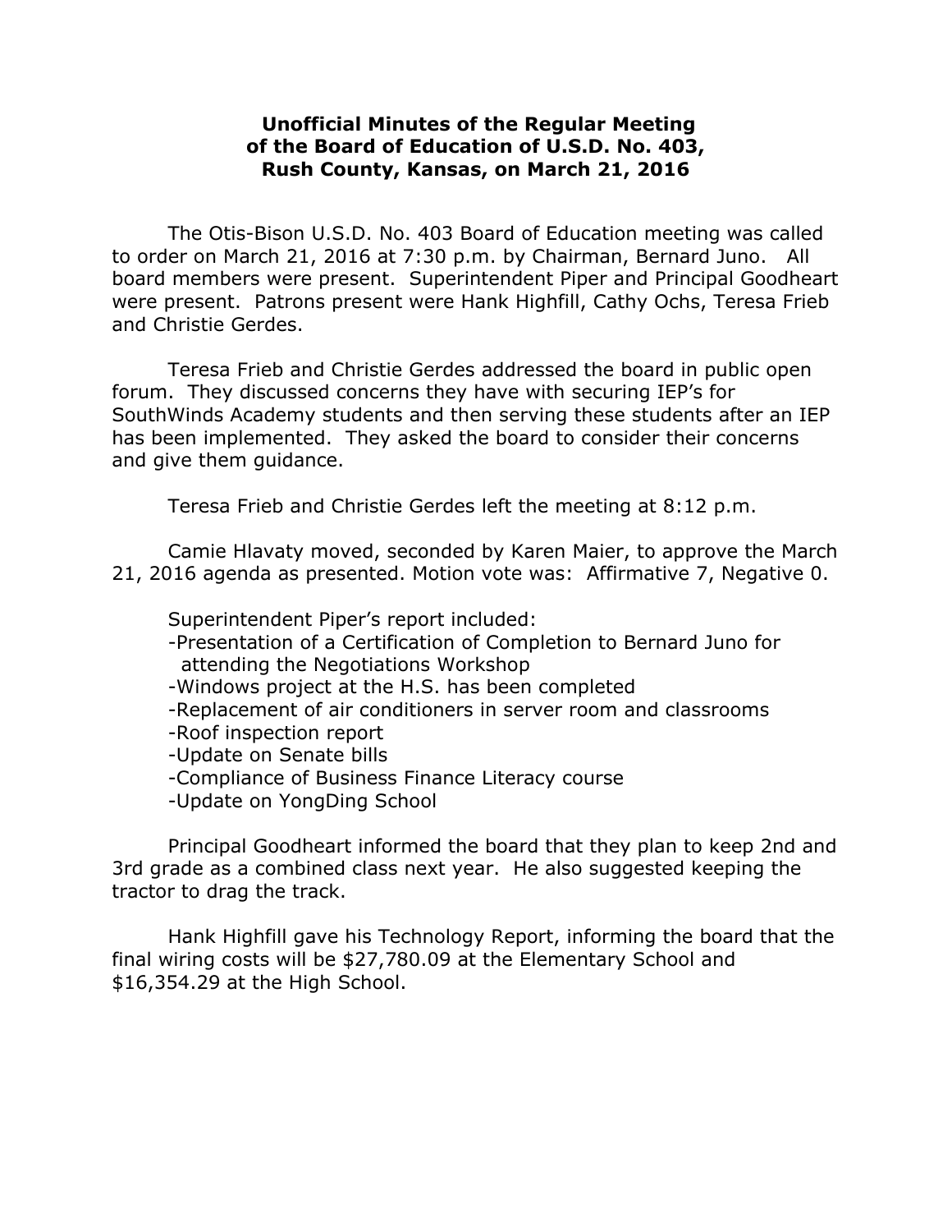**Unofficial Minutes of the Regular Meeting of the Board of Education of U.S.D. No. 403, Rush County, Kansas, on March 21, 2016**

The Otis-Bison U.S.D. No. 403 Board of Education meeting was called to order on March 21, 2016 at 7:30 p.m. by Chairman, Bernard Juno. All board members were present. Superintendent Piper and Principal Goodheart were present. Patrons present were Hank Highfill, Cathy Ochs, Teresa Frieb and Christie Gerdes.

Teresa Frieb and Christie Gerdes addressed the board in public open forum. They discussed concerns they have with securing IEP's for SouthWinds Academy students and then serving these students after an IEP has been implemented. They asked the board to consider their concerns and give them guidance.

Teresa Frieb and Christie Gerdes left the meeting at 8:12 p.m.

Camie Hlavaty moved, seconded by Karen Maier, to approve the March 21, 2016 agenda as presented. Motion vote was: Affirmative 7, Negative 0.

Superintendent Piper's report included:

- Presentation of a Certification of Completion to Bernard Juno for attending the Negotiations Workshop
- Windows project at the H.S. has been completed
- Replacement of air conditioners in server room and classrooms
- Roof inspection report
- Update on Senate bills
- Compliance of Business Finance Literacy course
- Update on YongDing School

Principal Goodheart informed the board that they plan to keep 2nd and 3rd grade as a combined class next year. He also suggested keeping the tractor to drag the track.

Hank Highfill gave his Technology Report, informing the board that the final wiring costs will be $27,780.09 at the Elementary School and $16,354.29 at the High School.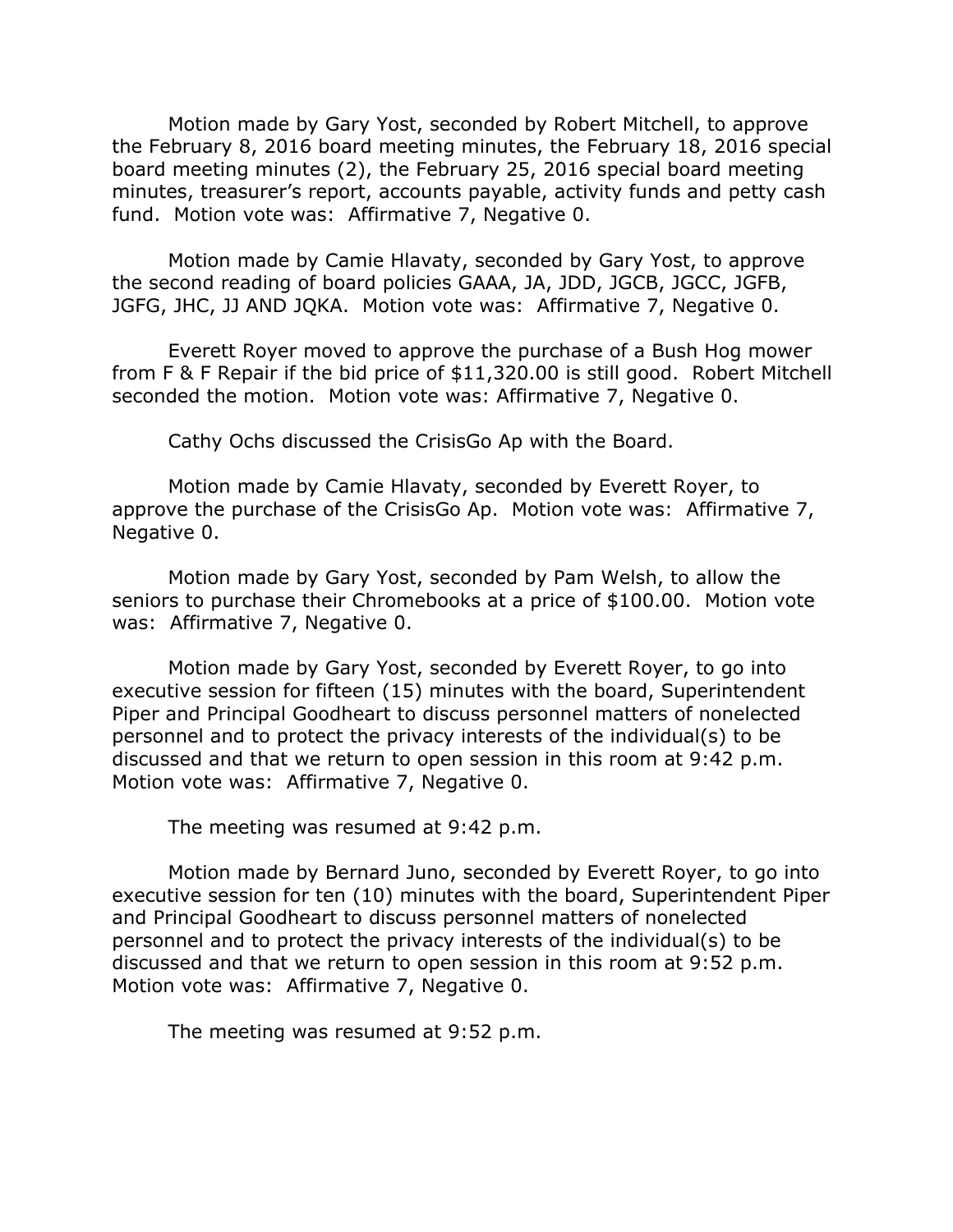Motion made by Gary Yost, seconded by Robert Mitchell, to approve the February 8, 2016 board meeting minutes, the February 18, 2016 special board meeting minutes (2), the February 25, 2016 special board meeting minutes, treasurer's report, accounts payable, activity funds and petty cash fund. Motion vote was: Affirmative 7, Negative 0.

Motion made by Camie Hlavaty, seconded by Gary Yost, to approve the second reading of board policies GAAA, JA, JDD, JGCB, JGCC, JGFB, JGFG, JHC, JJ AND JQKA. Motion vote was: Affirmative 7, Negative 0.

Everett Royer moved to approve the purchase of a Bush Hog mower from F & F Repair if the bid price of $11,320.00 is still good. Robert Mitchell seconded the motion. Motion vote was: Affirmative 7, Negative 0.

Cathy Ochs discussed the CrisisGo Ap with the Board.

Motion made by Camie Hlavaty, seconded by Everett Royer, to approve the purchase of the CrisisGo Ap. Motion vote was: Affirmative 7, Negative 0.

Motion made by Gary Yost, seconded by Pam Welsh, to allow the seniors to purchase their Chromebooks at a price of $100.00. Motion vote was: Affirmative 7, Negative 0.

Motion made by Gary Yost, seconded by Everett Royer, to go into executive session for fifteen (15) minutes with the board, Superintendent Piper and Principal Goodheart to discuss personnel matters of nonelected personnel and to protect the privacy interests of the individual(s) to be discussed and that we return to open session in this room at 9:42 p.m. Motion vote was: Affirmative 7, Negative 0.

The meeting was resumed at 9:42 p.m.

Motion made by Bernard Juno, seconded by Everett Royer, to go into executive session for ten (10) minutes with the board, Superintendent Piper and Principal Goodheart to discuss personnel matters of nonelected personnel and to protect the privacy interests of the individual(s) to be discussed and that we return to open session in this room at 9:52 p.m. Motion vote was: Affirmative 7, Negative 0.

The meeting was resumed at 9:52 p.m.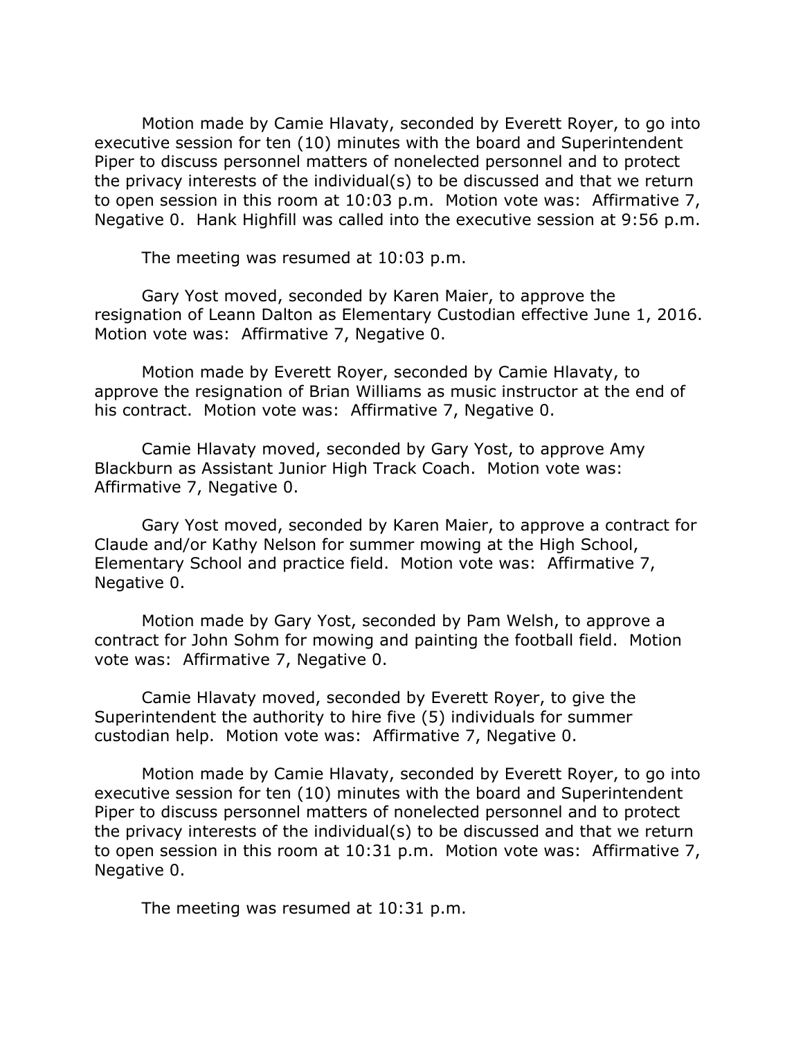Motion made by Camie Hlavaty, seconded by Everett Royer, to go into executive session for ten (10) minutes with the board and Superintendent Piper to discuss personnel matters of nonelected personnel and to protect the privacy interests of the individual(s) to be discussed and that we return to open session in this room at 10:03 p.m. Motion vote was: Affirmative 7, Negative 0. Hank Highfill was called into the executive session at 9:56 p.m.

The meeting was resumed at 10:03 p.m.

Gary Yost moved, seconded by Karen Maier, to approve the resignation of Leann Dalton as Elementary Custodian effective June 1, 2016. Motion vote was: Affirmative 7, Negative 0.

Motion made by Everett Royer, seconded by Camie Hlavaty, to approve the resignation of Brian Williams as music instructor at the end of his contract. Motion vote was: Affirmative 7, Negative 0.

Camie Hlavaty moved, seconded by Gary Yost, to approve Amy Blackburn as Assistant Junior High Track Coach. Motion vote was: Affirmative 7, Negative 0.

Gary Yost moved, seconded by Karen Maier, to approve a contract for Claude and/or Kathy Nelson for summer mowing at the High School, Elementary School and practice field. Motion vote was: Affirmative 7, Negative 0.

Motion made by Gary Yost, seconded by Pam Welsh, to approve a contract for John Sohm for mowing and painting the football field. Motion vote was: Affirmative 7, Negative 0.

Camie Hlavaty moved, seconded by Everett Royer, to give the Superintendent the authority to hire five (5) individuals for summer custodian help. Motion vote was: Affirmative 7, Negative 0.

Motion made by Camie Hlavaty, seconded by Everett Royer, to go into executive session for ten (10) minutes with the board and Superintendent Piper to discuss personnel matters of nonelected personnel and to protect the privacy interests of the individual(s) to be discussed and that we return to open session in this room at 10:31 p.m. Motion vote was: Affirmative 7, Negative 0.

The meeting was resumed at 10:31 p.m.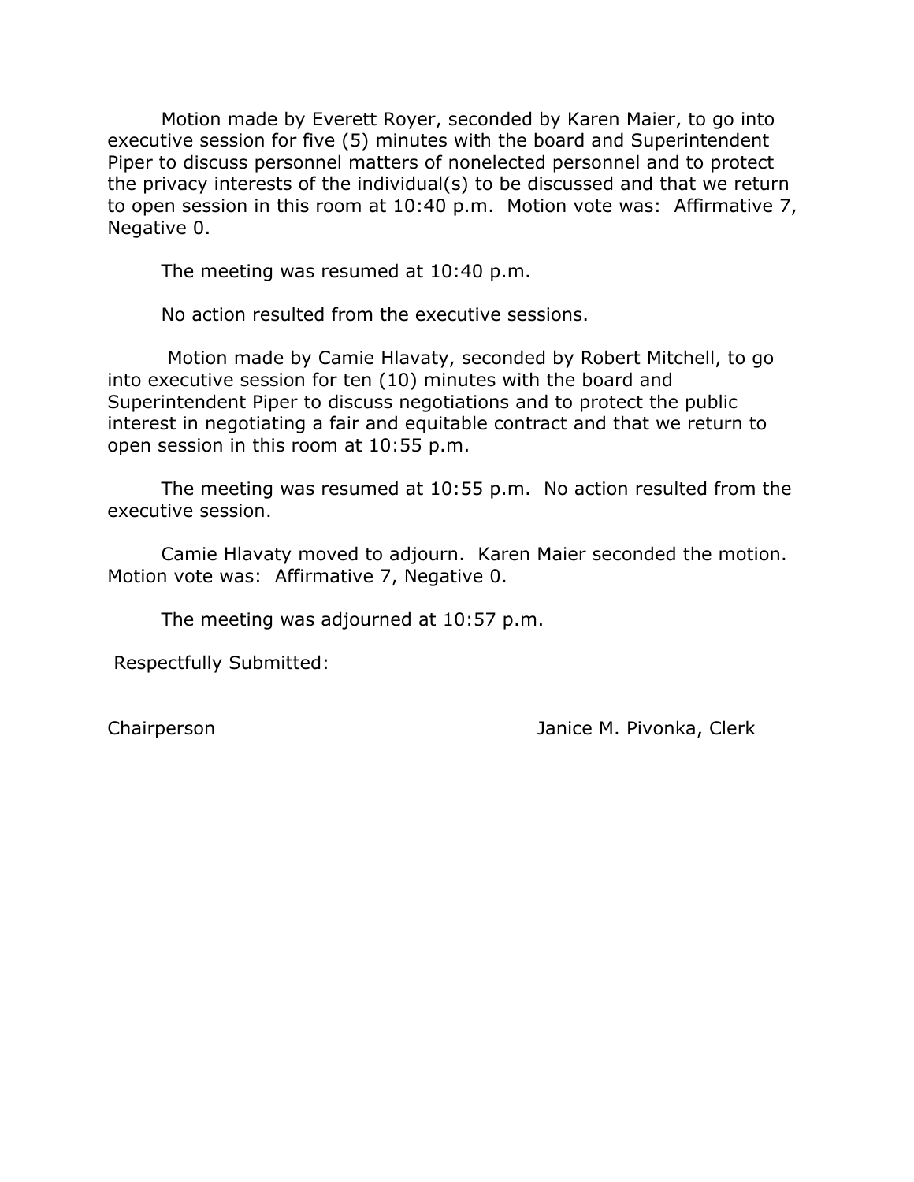Motion made by Everett Royer, seconded by Karen Maier, to go into executive session for five (5) minutes with the board and Superintendent Piper to discuss personnel matters of nonelected personnel and to protect the privacy interests of the individual(s) to be discussed and that we return to open session in this room at 10:40 p.m. Motion vote was: Affirmative 7, Negative 0.

The meeting was resumed at 10:40 p.m.

No action resulted from the executive sessions.

Motion made by Camie Hlavaty, seconded by Robert Mitchell, to go into executive session for ten (10) minutes with the board and Superintendent Piper to discuss negotiations and to protect the public interest in negotiating a fair and equitable contract and that we return to open session in this room at 10:55 p.m.

The meeting was resumed at 10:55 p.m. No action resulted from the executive session.

Camie Hlavaty moved to adjourn. Karen Maier seconded the motion. Motion vote was: Affirmative 7, Negative 0.

The meeting was adjourned at 10:57 p.m.

Respectfully Submitted:

| | |
|---|---|
| Chairperson | Janice M. Pivonka, Clerk |